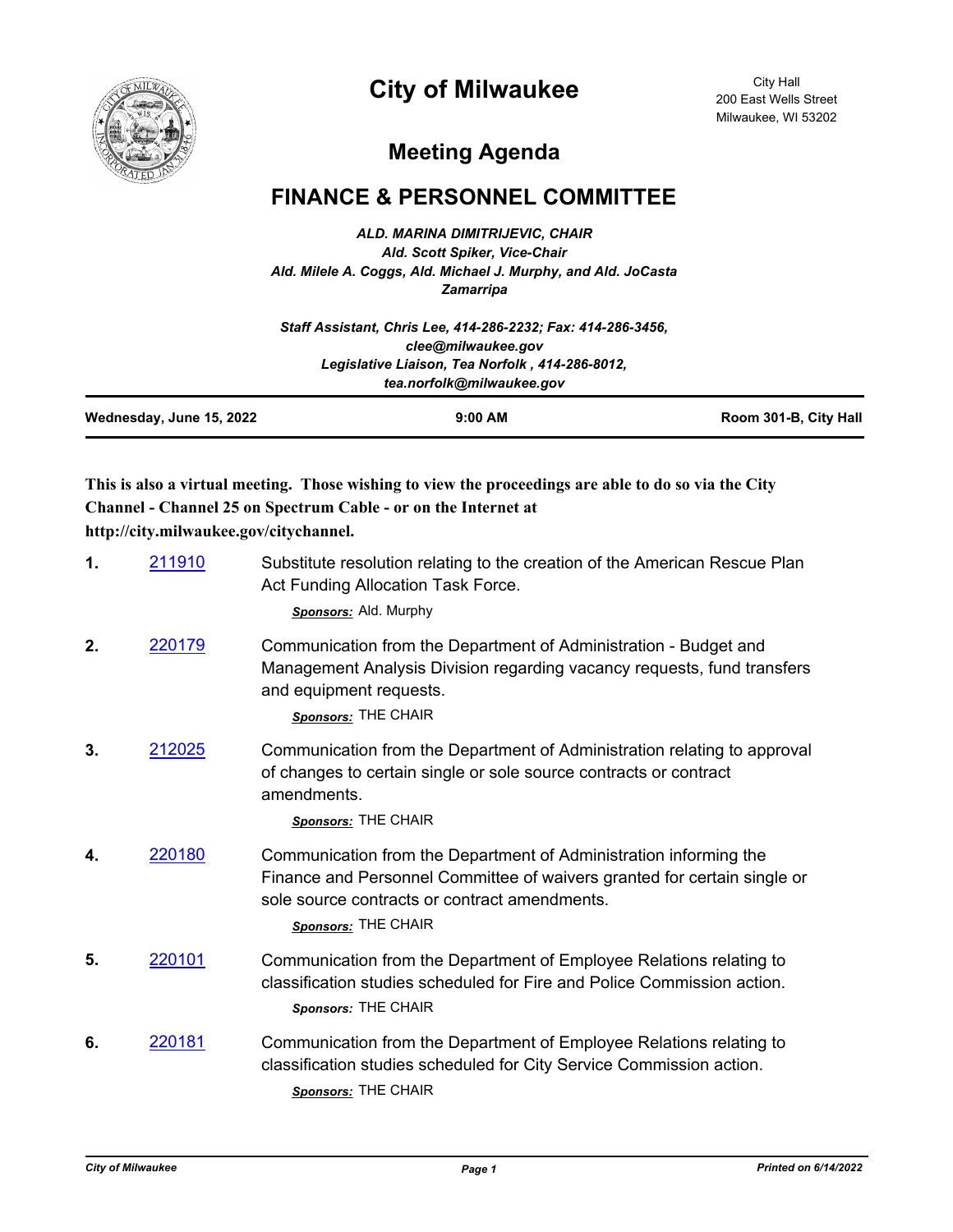# City of Milwaukee

City Hall
200 East Wells Street
Milwaukee, WI 53202

## Meeting Agenda

## FINANCE & PERSONNEL COMMITTEE

***ALD. MARINA DIMITRIJEVIC, CHAIR***
***Ald. Scott Spiker, Vice-Chair***
***Ald. Milele A. Coggs, Ald. Michael J. Murphy, and Ald. JoCasta Zamarripa***

***Staff Assistant, Chris Lee, 414-286-2232; Fax: 414-286-3456, clee@milwaukee.gov***
***Legislative Liaison, Tea Norfolk , 414-286-8012, tea.norfolk@milwaukee.gov***

| Wednesday, June 15, 2022 | 9:00 AM | Room 301-B, City Hall |
|---|---|---|

**This is also a virtual meeting. Those wishing to view the proceedings are able to do so via the City Channel - Channel 25 on Spectrum Cable - or on the Internet at http://city.milwaukee.gov/citychannel.**

**1.** 211910 — Substitute resolution relating to the creation of the American Rescue Plan Act Funding Allocation Task Force.

*Sponsors:* Ald. Murphy

**2.** 220179 — Communication from the Department of Administration - Budget and Management Analysis Division regarding vacancy requests, fund transfers and equipment requests.

*Sponsors:* THE CHAIR

**3.** 212025 — Communication from the Department of Administration relating to approval of changes to certain single or sole source contracts or contract amendments.

*Sponsors:* THE CHAIR

**4.** 220180 — Communication from the Department of Administration informing the Finance and Personnel Committee of waivers granted for certain single or sole source contracts or contract amendments.

*Sponsors:* THE CHAIR

**5.** 220101 — Communication from the Department of Employee Relations relating to classification studies scheduled for Fire and Police Commission action.

*Sponsors:* THE CHAIR

**6.** 220181 — Communication from the Department of Employee Relations relating to classification studies scheduled for City Service Commission action.

*Sponsors:* THE CHAIR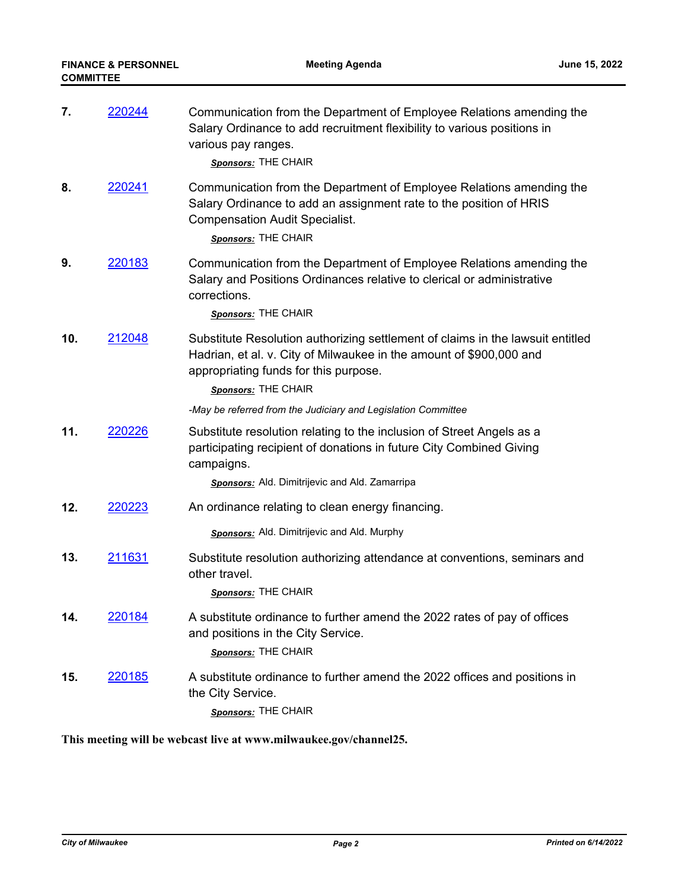7. 220244 Communication from the Department of Employee Relations amending the Salary Ordinance to add recruitment flexibility to various positions in various pay ranges.

   ***Sponsors:*** THE CHAIR

8. 220241 Communication from the Department of Employee Relations amending the Salary Ordinance to add an assignment rate to the position of HRIS Compensation Audit Specialist.

   ***Sponsors:*** THE CHAIR

9. 220183 Communication from the Department of Employee Relations amending the Salary and Positions Ordinances relative to clerical or administrative corrections.

   ***Sponsors:*** THE CHAIR

10. 212048 Substitute Resolution authorizing settlement of claims in the lawsuit entitled Hadrian, et al. v. City of Milwaukee in the amount of $900,000 and appropriating funds for this purpose.

    ***Sponsors:*** THE CHAIR

    *-May be referred from the Judiciary and Legislation Committee*

11. 220226 Substitute resolution relating to the inclusion of Street Angels as a participating recipient of donations in future City Combined Giving campaigns.

    ***Sponsors:*** Ald. Dimitrijevic and Ald. Zamarripa

12. 220223 An ordinance relating to clean energy financing.

    ***Sponsors:*** Ald. Dimitrijevic and Ald. Murphy

13. 211631 Substitute resolution authorizing attendance at conventions, seminars and other travel.

    ***Sponsors:*** THE CHAIR

14. 220184 A substitute ordinance to further amend the 2022 rates of pay of offices and positions in the City Service.

    ***Sponsors:*** THE CHAIR

15. 220185 A substitute ordinance to further amend the 2022 offices and positions in the City Service.

    ***Sponsors:*** THE CHAIR

**This meeting will be webcast live at www.milwaukee.gov/channel25.**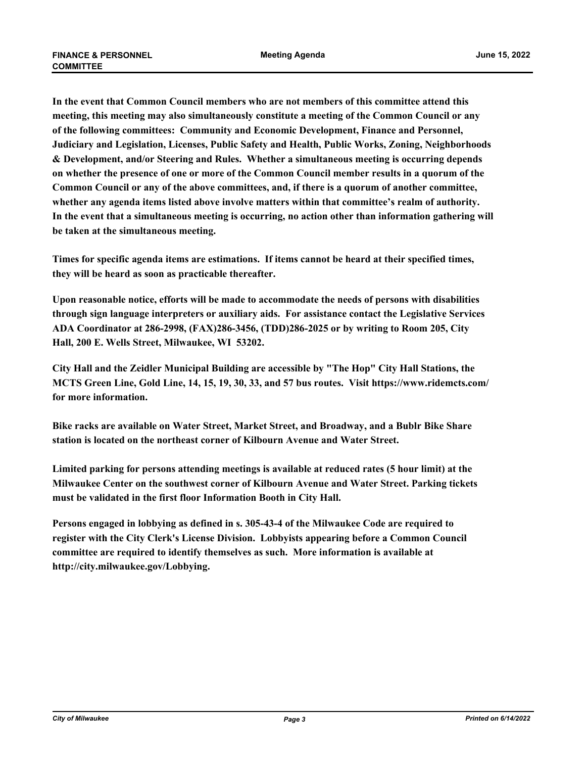**In the event that Common Council members who are not members of this committee attend this meeting, this meeting may also simultaneously constitute a meeting of the Common Council or any of the following committees: Community and Economic Development, Finance and Personnel, Judiciary and Legislation, Licenses, Public Safety and Health, Public Works, Zoning, Neighborhoods & Development, and/or Steering and Rules. Whether a simultaneous meeting is occurring depends on whether the presence of one or more of the Common Council member results in a quorum of the Common Council or any of the above committees, and, if there is a quorum of another committee, whether any agenda items listed above involve matters within that committee's realm of authority. In the event that a simultaneous meeting is occurring, no action other than information gathering will be taken at the simultaneous meeting.**

**Times for specific agenda items are estimations. If items cannot be heard at their specified times, they will be heard as soon as practicable thereafter.**

**Upon reasonable notice, efforts will be made to accommodate the needs of persons with disabilities through sign language interpreters or auxiliary aids. For assistance contact the Legislative Services ADA Coordinator at 286-2998, (FAX)286-3456, (TDD)286-2025 or by writing to Room 205, City Hall, 200 E. Wells Street, Milwaukee, WI 53202.**

**City Hall and the Zeidler Municipal Building are accessible by "The Hop" City Hall Stations, the MCTS Green Line, Gold Line, 14, 15, 19, 30, 33, and 57 bus routes. Visit https://www.ridemcts.com/ for more information.**

**Bike racks are available on Water Street, Market Street, and Broadway, and a Bublr Bike Share station is located on the northeast corner of Kilbourn Avenue and Water Street.**

**Limited parking for persons attending meetings is available at reduced rates (5 hour limit) at the Milwaukee Center on the southwest corner of Kilbourn Avenue and Water Street. Parking tickets must be validated in the first floor Information Booth in City Hall.**

**Persons engaged in lobbying as defined in s. 305-43-4 of the Milwaukee Code are required to register with the City Clerk's License Division. Lobbyists appearing before a Common Council committee are required to identify themselves as such. More information is available at http://city.milwaukee.gov/Lobbying.**